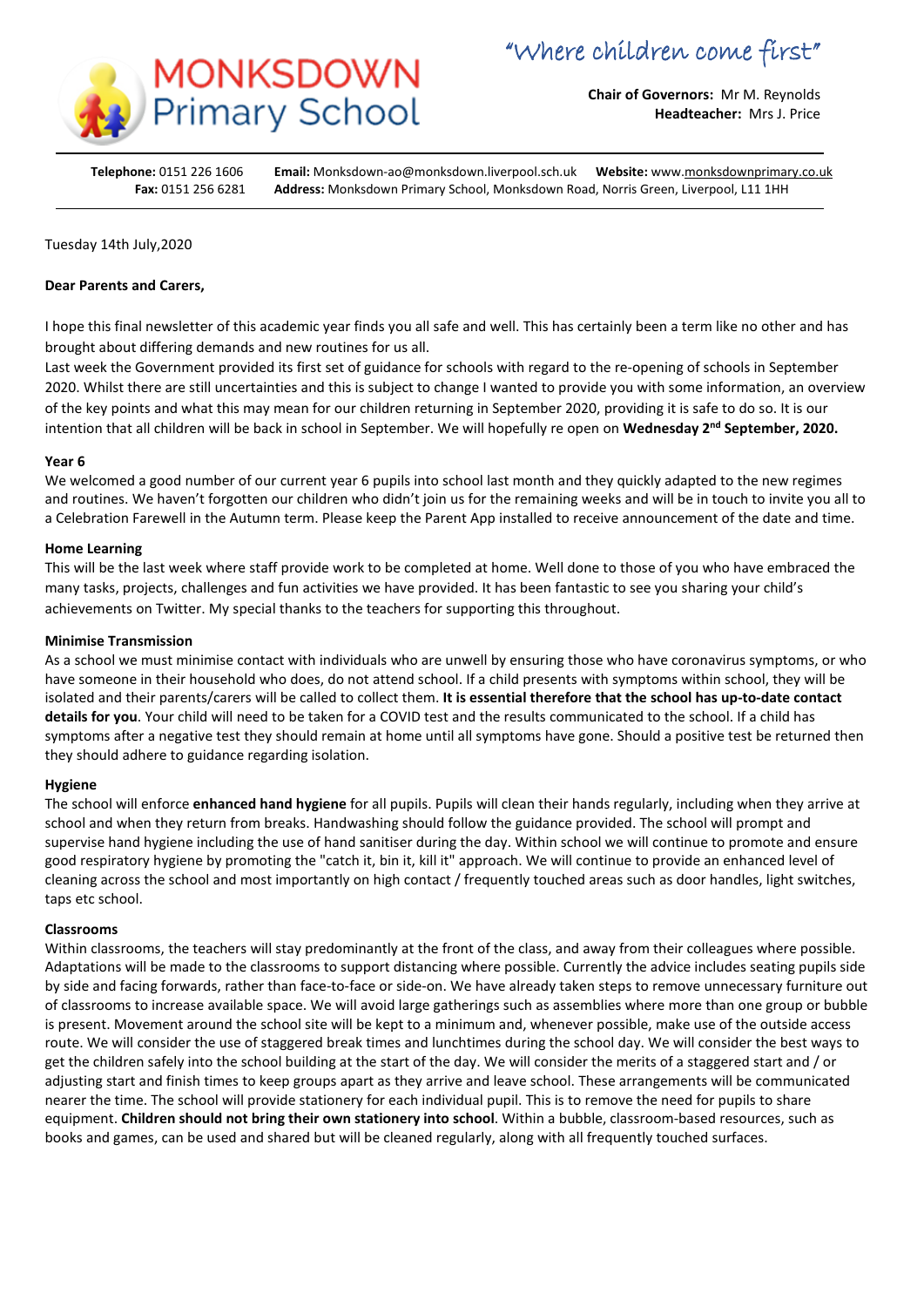# MONKSDOWN Primary School

"Where children come first"

**Chair of Governors:** Mr M. Reynolds
**Headteacher:** Mrs J. Price

**Telephone:** 0151 226 1606 **Email:** Monksdown-ao@monksdown.liverpool.sch.uk **Website:** www.monksdownprimary.co.uk
**Fax:** 0151 256 6281 **Address:** Monksdown Primary School, Monksdown Road, Norris Green, Liverpool, L11 1HH

Tuesday 14th July,2020

**Dear Parents and Carers,**

I hope this final newsletter of this academic year finds you all safe and well. This has certainly been a term like no other and has brought about differing demands and new routines for us all.
Last week the Government provided its first set of guidance for schools with regard to the re-opening of schools in September 2020. Whilst there are still uncertainties and this is subject to change I wanted to provide you with some information, an overview of the key points and what this may mean for our children returning in September 2020, providing it is safe to do so. It is our intention that all children will be back in school in September. We will hopefully re open on **Wednesday 2nd September, 2020.**

**Year 6**

We welcomed a good number of our current year 6 pupils into school last month and they quickly adapted to the new regimes and routines. We haven't forgotten our children who didn't join us for the remaining weeks and will be in touch to invite you all to a Celebration Farewell in the Autumn term. Please keep the Parent App installed to receive announcement of the date and time.

**Home Learning**

This will be the last week where staff provide work to be completed at home. Well done to those of you who have embraced the many tasks, projects, challenges and fun activities we have provided. It has been fantastic to see you sharing your child's achievements on Twitter. My special thanks to the teachers for supporting this throughout.

**Minimise Transmission**

As a school we must minimise contact with individuals who are unwell by ensuring those who have coronavirus symptoms, or who have someone in their household who does, do not attend school. If a child presents with symptoms within school, they will be isolated and their parents/carers will be called to collect them. **It is essential therefore that the school has up-to-date contact details for you**. Your child will need to be taken for a COVID test and the results communicated to the school. If a child has symptoms after a negative test they should remain at home until all symptoms have gone. Should a positive test be returned then they should adhere to guidance regarding isolation.

**Hygiene**

The school will enforce **enhanced hand hygiene** for all pupils. Pupils will clean their hands regularly, including when they arrive at school and when they return from breaks. Handwashing should follow the guidance provided. The school will prompt and supervise hand hygiene including the use of hand sanitiser during the day. Within school we will continue to promote and ensure good respiratory hygiene by promoting the "catch it, bin it, kill it" approach. We will continue to provide an enhanced level of cleaning across the school and most importantly on high contact / frequently touched areas such as door handles, light switches, taps etc school.

**Classrooms**

Within classrooms, the teachers will stay predominantly at the front of the class, and away from their colleagues where possible. Adaptations will be made to the classrooms to support distancing where possible. Currently the advice includes seating pupils side by side and facing forwards, rather than face-to-face or side-on. We have already taken steps to remove unnecessary furniture out of classrooms to increase available space. We will avoid large gatherings such as assemblies where more than one group or bubble is present. Movement around the school site will be kept to a minimum and, whenever possible, make use of the outside access route. We will consider the use of staggered break times and lunchtimes during the school day. We will consider the best ways to get the children safely into the school building at the start of the day. We will consider the merits of a staggered start and / or adjusting start and finish times to keep groups apart as they arrive and leave school. These arrangements will be communicated nearer the time. The school will provide stationery for each individual pupil. This is to remove the need for pupils to share equipment. **Children should not bring their own stationery into school**. Within a bubble, classroom-based resources, such as books and games, can be used and shared but will be cleaned regularly, along with all frequently touched surfaces.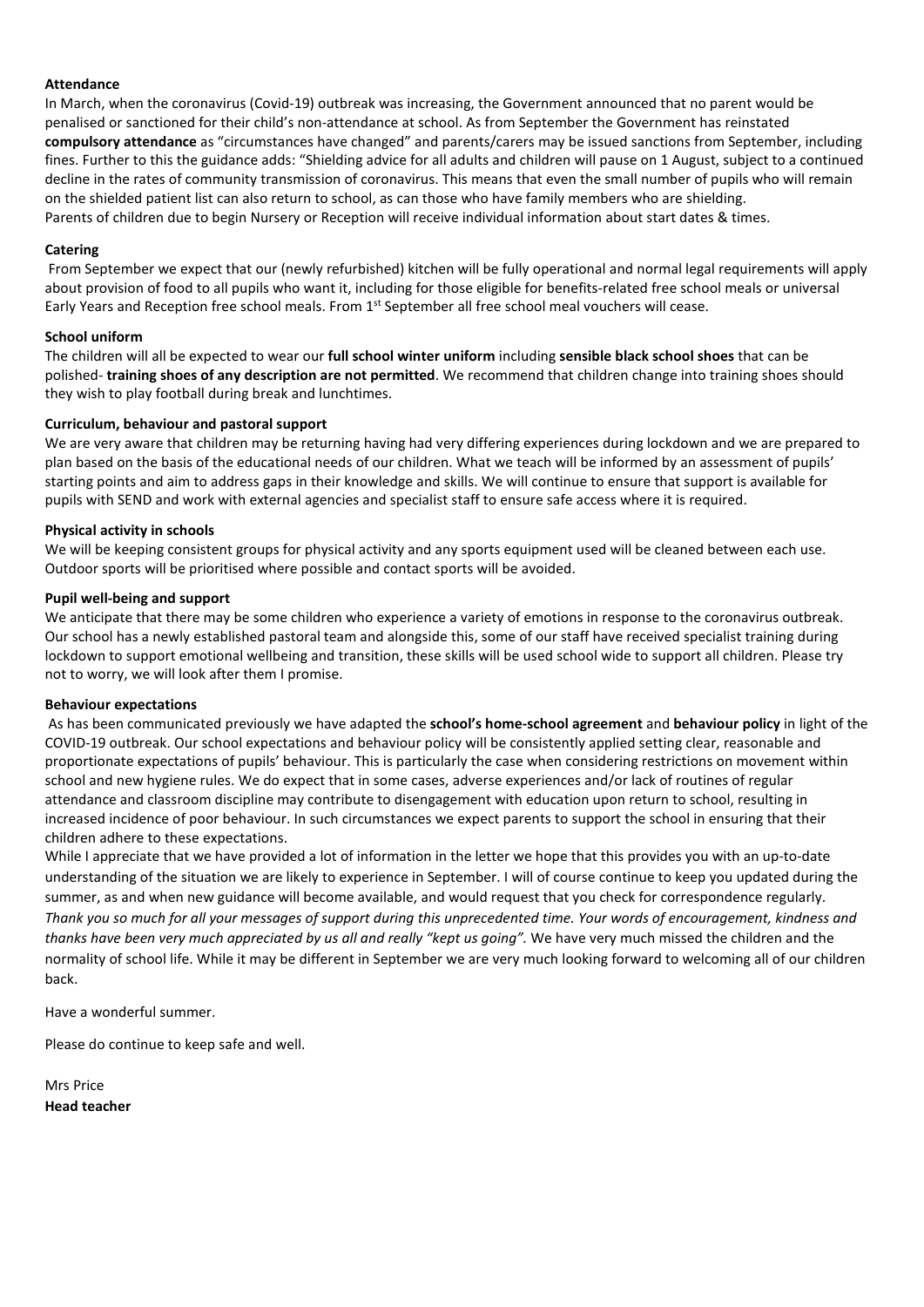**Attendance**

In March, when the coronavirus (Covid-19) outbreak was increasing, the Government announced that no parent would be penalised or sanctioned for their child's non-attendance at school. As from September the Government has reinstated **compulsory attendance** as "circumstances have changed" and parents/carers may be issued sanctions from September, including fines. Further to this the guidance adds: "Shielding advice for all adults and children will pause on 1 August, subject to a continued decline in the rates of community transmission of coronavirus. This means that even the small number of pupils who will remain on the shielded patient list can also return to school, as can those who have family members who are shielding.
Parents of children due to begin Nursery or Reception will receive individual information about start dates & times.

**Catering**

From September we expect that our (newly refurbished) kitchen will be fully operational and normal legal requirements will apply about provision of food to all pupils who want it, including for those eligible for benefits-related free school meals or universal Early Years and Reception free school meals. From 1st September all free school meal vouchers will cease.

**School uniform**

The children will all be expected to wear our **full school winter uniform** including **sensible black school shoes** that can be polished- **training shoes of any description are not permitted**. We recommend that children change into training shoes should they wish to play football during break and lunchtimes.

**Curriculum, behaviour and pastoral support**

We are very aware that children may be returning having had very differing experiences during lockdown and we are prepared to plan based on the basis of the educational needs of our children. What we teach will be informed by an assessment of pupils' starting points and aim to address gaps in their knowledge and skills. We will continue to ensure that support is available for pupils with SEND and work with external agencies and specialist staff to ensure safe access where it is required.

**Physical activity in schools**

We will be keeping consistent groups for physical activity and any sports equipment used will be cleaned between each use. Outdoor sports will be prioritised where possible and contact sports will be avoided.

**Pupil well-being and support**

We anticipate that there may be some children who experience a variety of emotions in response to the coronavirus outbreak. Our school has a newly established pastoral team and alongside this, some of our staff have received specialist training during lockdown to support emotional wellbeing and transition, these skills will be used school wide to support all children. Please try not to worry, we will look after them I promise.

**Behaviour expectations**

As has been communicated previously we have adapted the **school's home-school agreement** and **behaviour policy** in light of the COVID-19 outbreak. Our school expectations and behaviour policy will be consistently applied setting clear, reasonable and proportionate expectations of pupils' behaviour. This is particularly the case when considering restrictions on movement within school and new hygiene rules. We do expect that in some cases, adverse experiences and/or lack of routines of regular attendance and classroom discipline may contribute to disengagement with education upon return to school, resulting in increased incidence of poor behaviour. In such circumstances we expect parents to support the school in ensuring that their children adhere to these expectations.

While I appreciate that we have provided a lot of information in the letter we hope that this provides you with an up-to-date understanding of the situation we are likely to experience in September. I will of course continue to keep you updated during the summer, as and when new guidance will become available, and would request that you check for correspondence regularly.
*Thank you so much for all your messages of support during this unprecedented time. Your words of encouragement, kindness and thanks have been very much appreciated by us all and really "kept us going".* We have very much missed the children and the normality of school life. While it may be different in September we are very much looking forward to welcoming all of our children back.

Have a wonderful summer.

Please do continue to keep safe and well.

Mrs Price
**Head teacher**